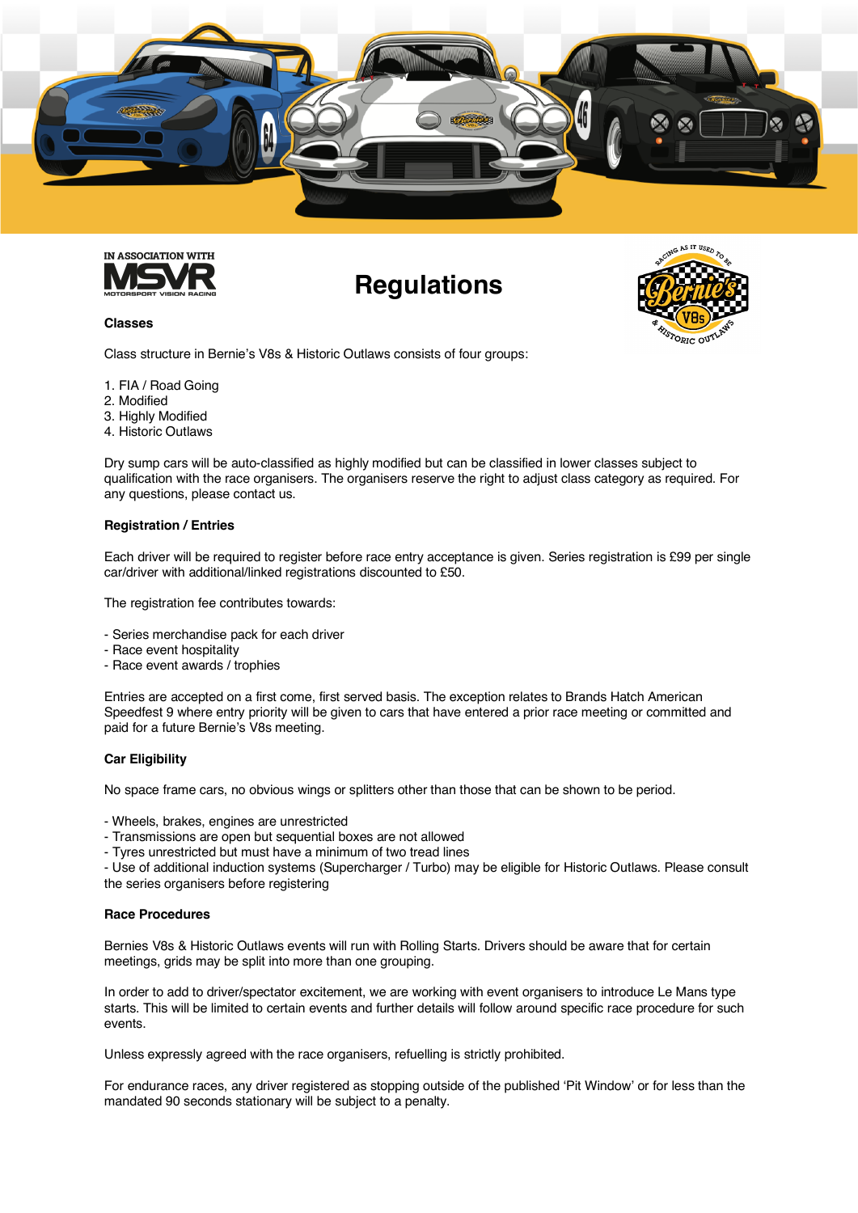# Regulations

## Classes

Class structure in Bernie's V8s & Historic Outlaws consists of four groups:

1. FIA / Road Going
2. Modified
3. Highly Modified
4. Historic Outlaws

Dry sump cars will be auto-classified as highly modified but can be classified in lower classes subject to qualification with the race organisers. The organisers reserve the right to adjust class category as required. For any questions, please contact us.

## Registration / Entries

Each driver will be required to register before race entry acceptance is given. Series registration is £99 per single car/driver with additional/linked registrations discounted to £50.

The registration fee contributes towards:

- Series merchandise pack for each driver
- Race event hospitality
- Race event awards / trophies

Entries are accepted on a first come, first served basis. The exception relates to Brands Hatch American Speedfest 9 where entry priority will be given to cars that have entered a prior race meeting or committed and paid for a future Bernie's V8s meeting.

## Car Eligibility

No space frame cars, no obvious wings or splitters other than those that can be shown to be period.

- Wheels, brakes, engines are unrestricted
- Transmissions are open but sequential boxes are not allowed
- Tyres unrestricted but must have a minimum of two tread lines
- Use of additional induction systems (Supercharger / Turbo) may be eligible for Historic Outlaws. Please consult the series organisers before registering

## Race Procedures

Bernies V8s & Historic Outlaws events will run with Rolling Starts. Drivers should be aware that for certain meetings, grids may be split into more than one grouping.

In order to add to driver/spectator excitement, we are working with event organisers to introduce Le Mans type starts. This will be limited to certain events and further details will follow around specific race procedure for such events.

Unless expressly agreed with the race organisers, refuelling is strictly prohibited.

For endurance races, any driver registered as stopping outside of the published 'Pit Window' or for less than the mandated 90 seconds stationary will be subject to a penalty.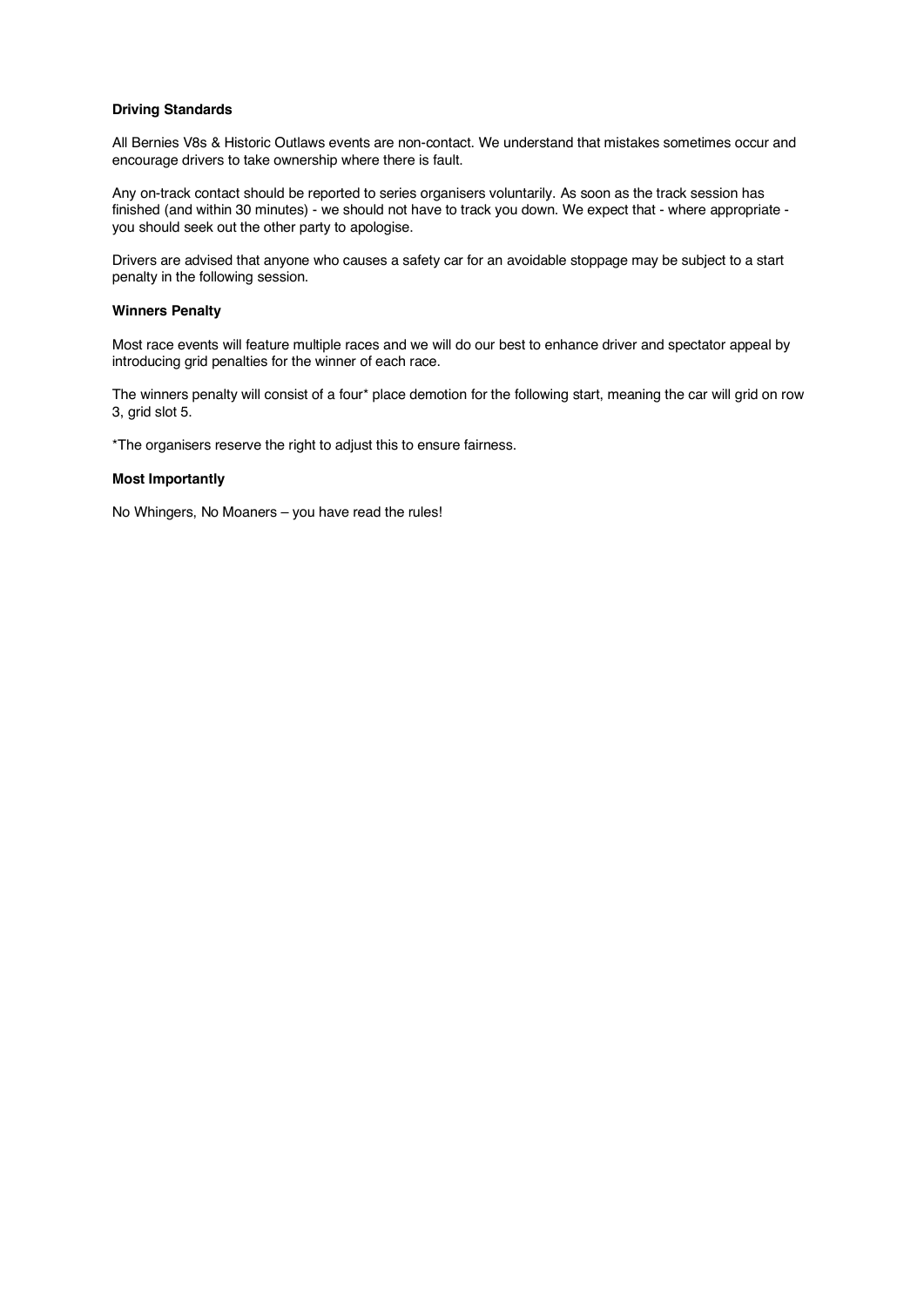**Driving Standards**

All Bernies V8s & Historic Outlaws events are non-contact. We understand that mistakes sometimes occur and encourage drivers to take ownership where there is fault.

Any on-track contact should be reported to series organisers voluntarily. As soon as the track session has finished (and within 30 minutes) - we should not have to track you down. We expect that - where appropriate - you should seek out the other party to apologise.

Drivers are advised that anyone who causes a safety car for an avoidable stoppage may be subject to a start penalty in the following session.

**Winners Penalty**

Most race events will feature multiple races and we will do our best to enhance driver and spectator appeal by introducing grid penalties for the winner of each race.

The winners penalty will consist of a four* place demotion for the following start, meaning the car will grid on row 3, grid slot 5.

*The organisers reserve the right to adjust this to ensure fairness.

**Most Importantly**

No Whingers, No Moaners – you have read the rules!